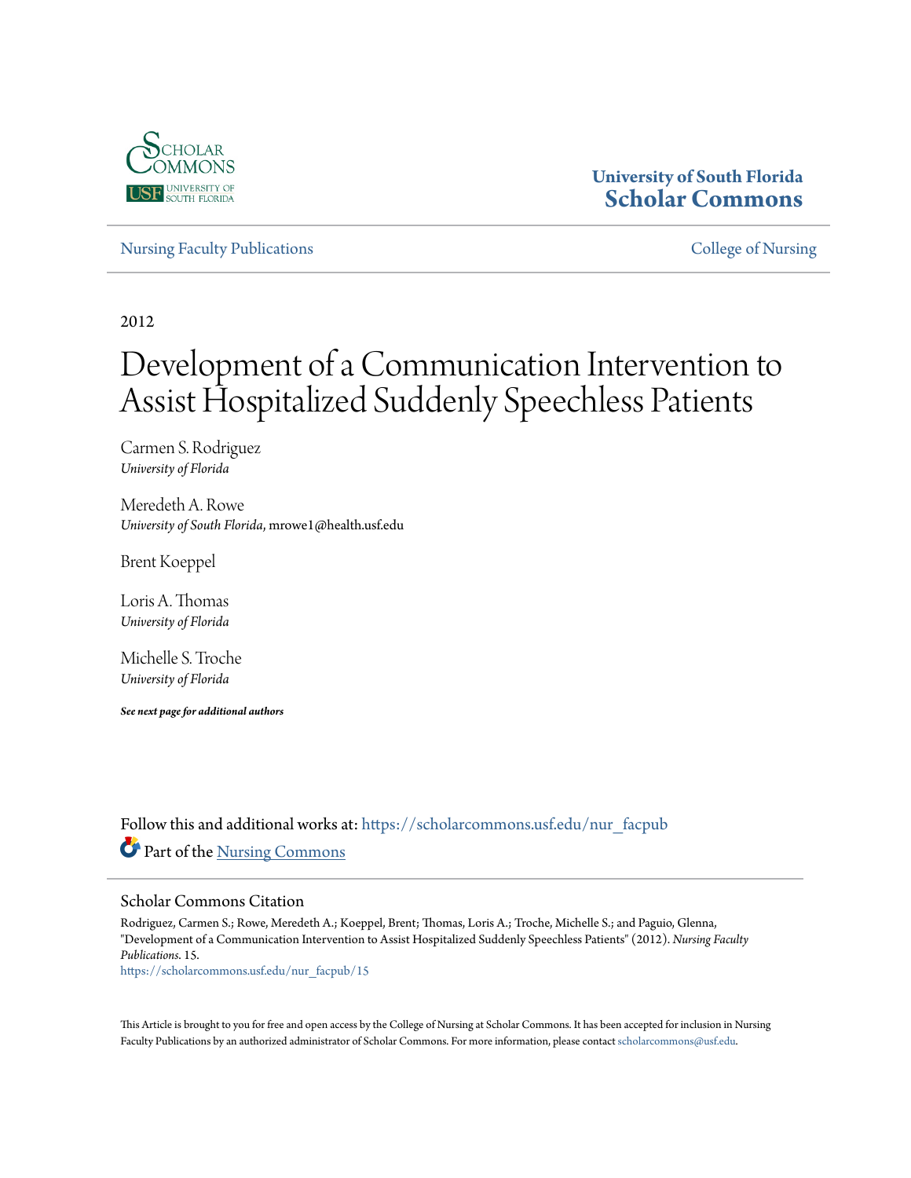University of South Florida
**Scholar Commons**

Nursing Faculty Publications

College of Nursing

2012

# Development of a Communication Intervention to Assist Hospitalized Suddenly Speechless Patients

Carmen S. Rodriguez
*University of Florida*

Meredeth A. Rowe
*University of South Florida*, mrowe1@health.usf.edu

Brent Koeppel

Loris A. Thomas
*University of Florida*

Michelle S. Troche
*University of Florida*

***See next page for additional authors***

Follow this and additional works at: https://scholarcommons.usf.edu/nur_facpub

Part of the Nursing Commons

## Scholar Commons Citation

Rodriguez, Carmen S.; Rowe, Meredeth A.; Koeppel, Brent; Thomas, Loris A.; Troche, Michelle S.; and Paguio, Glenna, "Development of a Communication Intervention to Assist Hospitalized Suddenly Speechless Patients" (2012). *Nursing Faculty Publications*. 15.
https://scholarcommons.usf.edu/nur_facpub/15

This Article is brought to you for free and open access by the College of Nursing at Scholar Commons. It has been accepted for inclusion in Nursing Faculty Publications by an authorized administrator of Scholar Commons. For more information, please contact scholarcommons@usf.edu.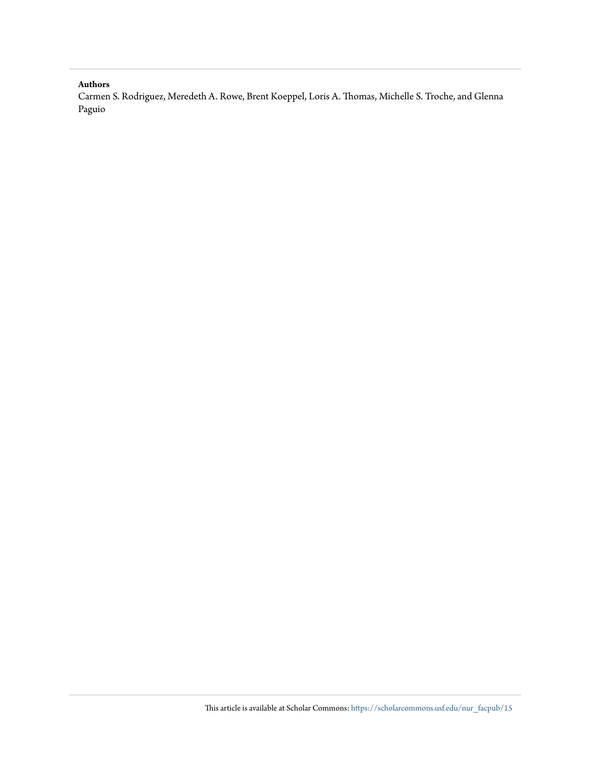**Authors**

Carmen S. Rodriguez, Meredeth A. Rowe, Brent Koeppel, Loris A. Thomas, Michelle S. Troche, and Glenna Paguio

This article is available at Scholar Commons: https://scholarcommons.usf.edu/nur_facpub/15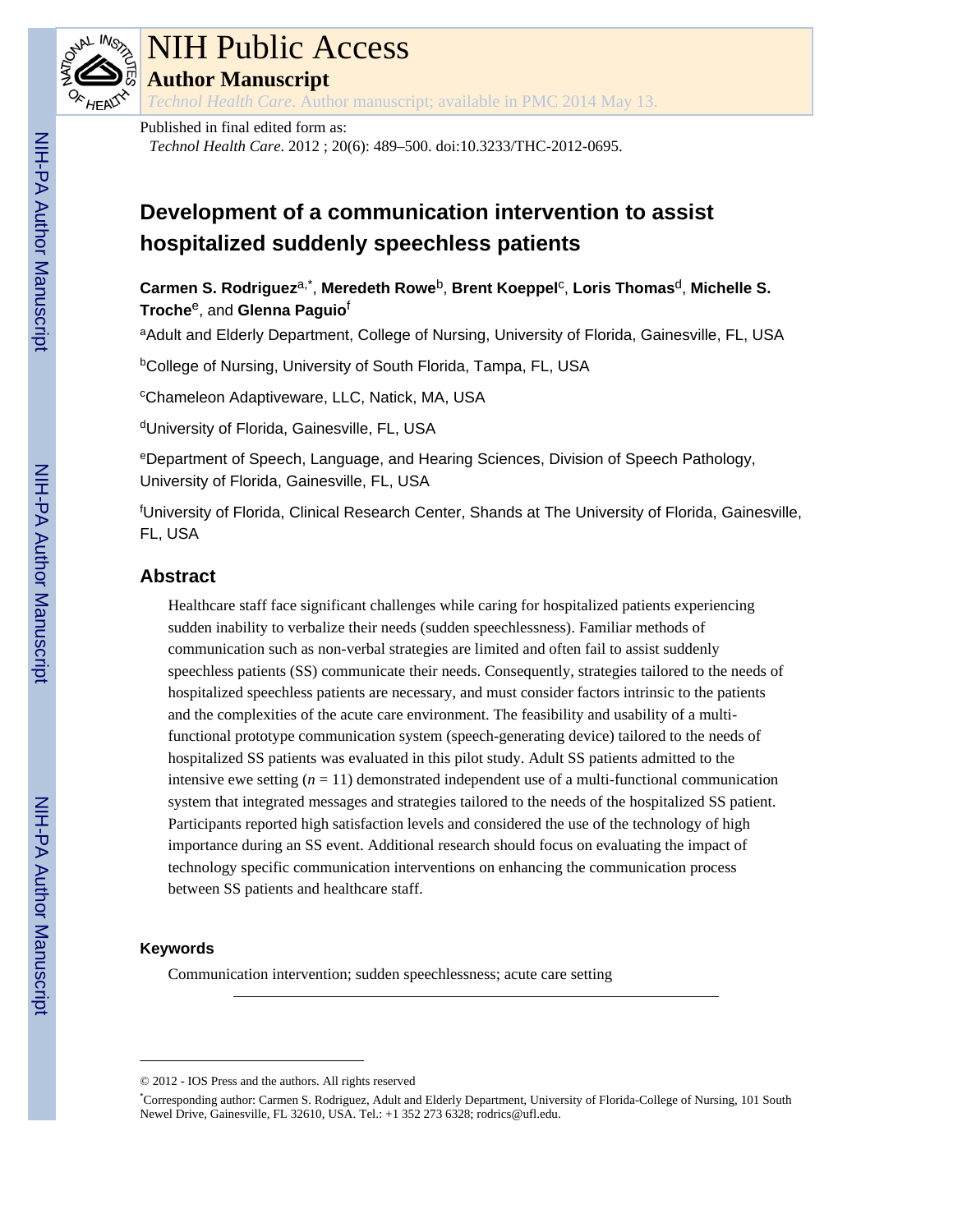# NIH Public Access

## Author Manuscript

*Technol Health Care*. Author manuscript; available in PMC 2014 May 13.

Published in final edited form as:

*Technol Health Care*. 2012 ; 20(6): 489–500. doi:10.3233/THC-2012-0695.

# Development of a communication intervention to assist hospitalized suddenly speechless patients

**Carmen S. Rodriguez**[a,*], **Meredeth Rowe**[b], **Brent Koeppel**[c], **Loris Thomas**[d], **Michelle S. Troche**[e], and **Glenna Paguio**[f]

[a]Adult and Elderly Department, College of Nursing, University of Florida, Gainesville, FL, USA

[b]College of Nursing, University of South Florida, Tampa, FL, USA

[c]Chameleon Adaptiveware, LLC, Natick, MA, USA

[d]University of Florida, Gainesville, FL, USA

[e]Department of Speech, Language, and Hearing Sciences, Division of Speech Pathology, University of Florida, Gainesville, FL, USA

[f]University of Florida, Clinical Research Center, Shands at The University of Florida, Gainesville, FL, USA

## Abstract

Healthcare staff face significant challenges while caring for hospitalized patients experiencing sudden inability to verbalize their needs (sudden speechlessness). Familiar methods of communication such as non-verbal strategies are limited and often fail to assist suddenly speechless patients (SS) communicate their needs. Consequently, strategies tailored to the needs of hospitalized speechless patients are necessary, and must consider factors intrinsic to the patients and the complexities of the acute care environment. The feasibility and usability of a multi-functional prototype communication system (speech-generating device) tailored to the needs of hospitalized SS patients was evaluated in this pilot study. Adult SS patients admitted to the intensive ewe setting ($n = 11$) demonstrated independent use of a multi-functional communication system that integrated messages and strategies tailored to the needs of the hospitalized SS patient. Participants reported high satisfaction levels and considered the use of the technology of high importance during an SS event. Additional research should focus on evaluating the impact of technology specific communication interventions on enhancing the communication process between SS patients and healthcare staff.

### Keywords

Communication intervention; sudden speechlessness; acute care setting

---

© 2012 - IOS Press and the authors. All rights reserved

*Corresponding author: Carmen S. Rodriguez, Adult and Elderly Department, University of Florida-College of Nursing, 101 South Newel Drive, Gainesville, FL 32610, USA. Tel.: +1 352 273 6328; rodrics@ufl.edu.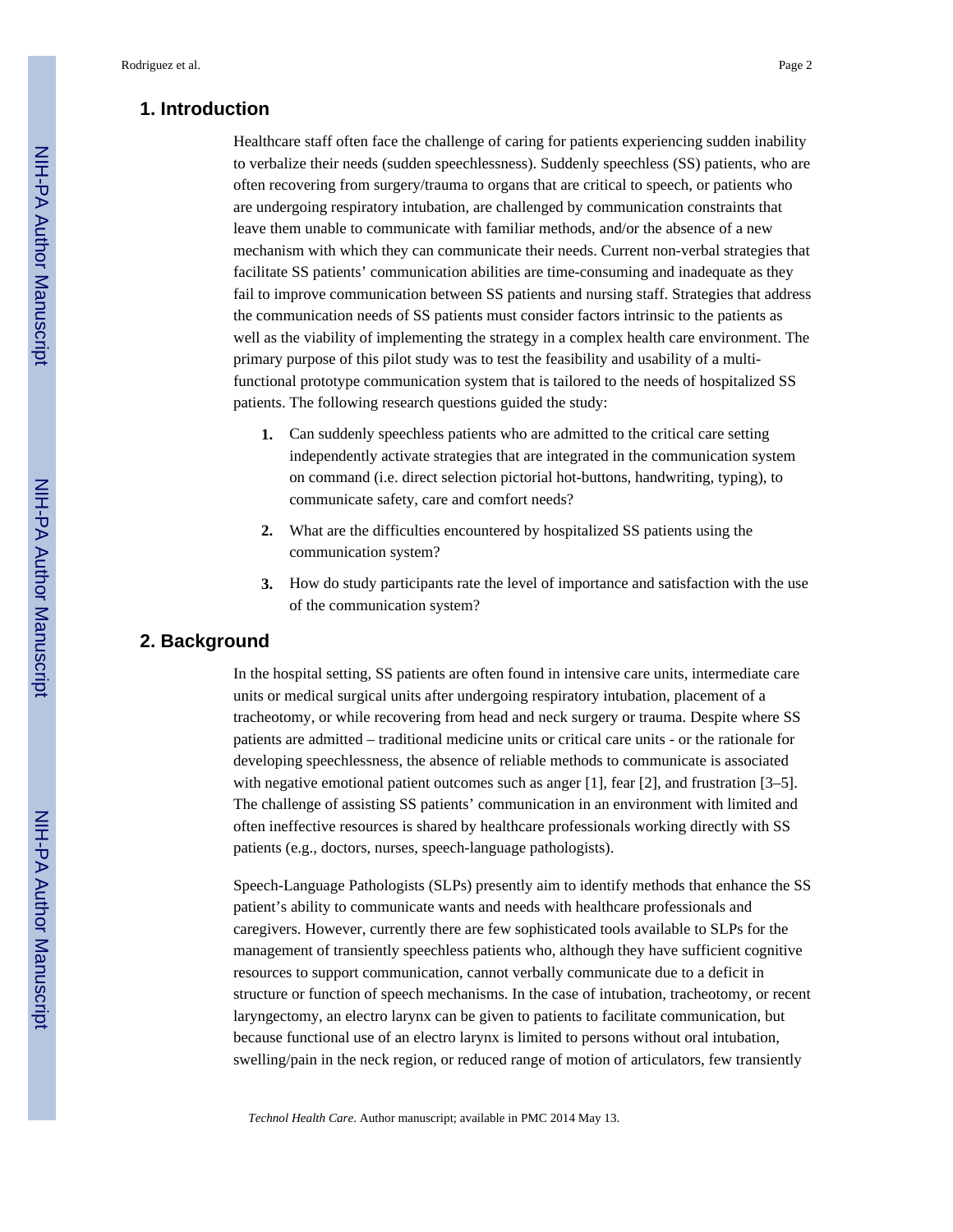## 1. Introduction

Healthcare staff often face the challenge of caring for patients experiencing sudden inability to verbalize their needs (sudden speechlessness). Suddenly speechless (SS) patients, who are often recovering from surgery/trauma to organs that are critical to speech, or patients who are undergoing respiratory intubation, are challenged by communication constraints that leave them unable to communicate with familiar methods, and/or the absence of a new mechanism with which they can communicate their needs. Current non-verbal strategies that facilitate SS patients' communication abilities are time-consuming and inadequate as they fail to improve communication between SS patients and nursing staff. Strategies that address the communication needs of SS patients must consider factors intrinsic to the patients as well as the viability of implementing the strategy in a complex health care environment. The primary purpose of this pilot study was to test the feasibility and usability of a multi-functional prototype communication system that is tailored to the needs of hospitalized SS patients. The following research questions guided the study:

1. Can suddenly speechless patients who are admitted to the critical care setting independently activate strategies that are integrated in the communication system on command (i.e. direct selection pictorial hot-buttons, handwriting, typing), to communicate safety, care and comfort needs?
2. What are the difficulties encountered by hospitalized SS patients using the communication system?
3. How do study participants rate the level of importance and satisfaction with the use of the communication system?

## 2. Background

In the hospital setting, SS patients are often found in intensive care units, intermediate care units or medical surgical units after undergoing respiratory intubation, placement of a tracheotomy, or while recovering from head and neck surgery or trauma. Despite where SS patients are admitted – traditional medicine units or critical care units - or the rationale for developing speechlessness, the absence of reliable methods to communicate is associated with negative emotional patient outcomes such as anger [1], fear [2], and frustration [3–5]. The challenge of assisting SS patients' communication in an environment with limited and often ineffective resources is shared by healthcare professionals working directly with SS patients (e.g., doctors, nurses, speech-language pathologists).

Speech-Language Pathologists (SLPs) presently aim to identify methods that enhance the SS patient's ability to communicate wants and needs with healthcare professionals and caregivers. However, currently there are few sophisticated tools available to SLPs for the management of transiently speechless patients who, although they have sufficient cognitive resources to support communication, cannot verbally communicate due to a deficit in structure or function of speech mechanisms. In the case of intubation, tracheotomy, or recent laryngectomy, an electro larynx can be given to patients to facilitate communication, but because functional use of an electro larynx is limited to persons without oral intubation, swelling/pain in the neck region, or reduced range of motion of articulators, few transiently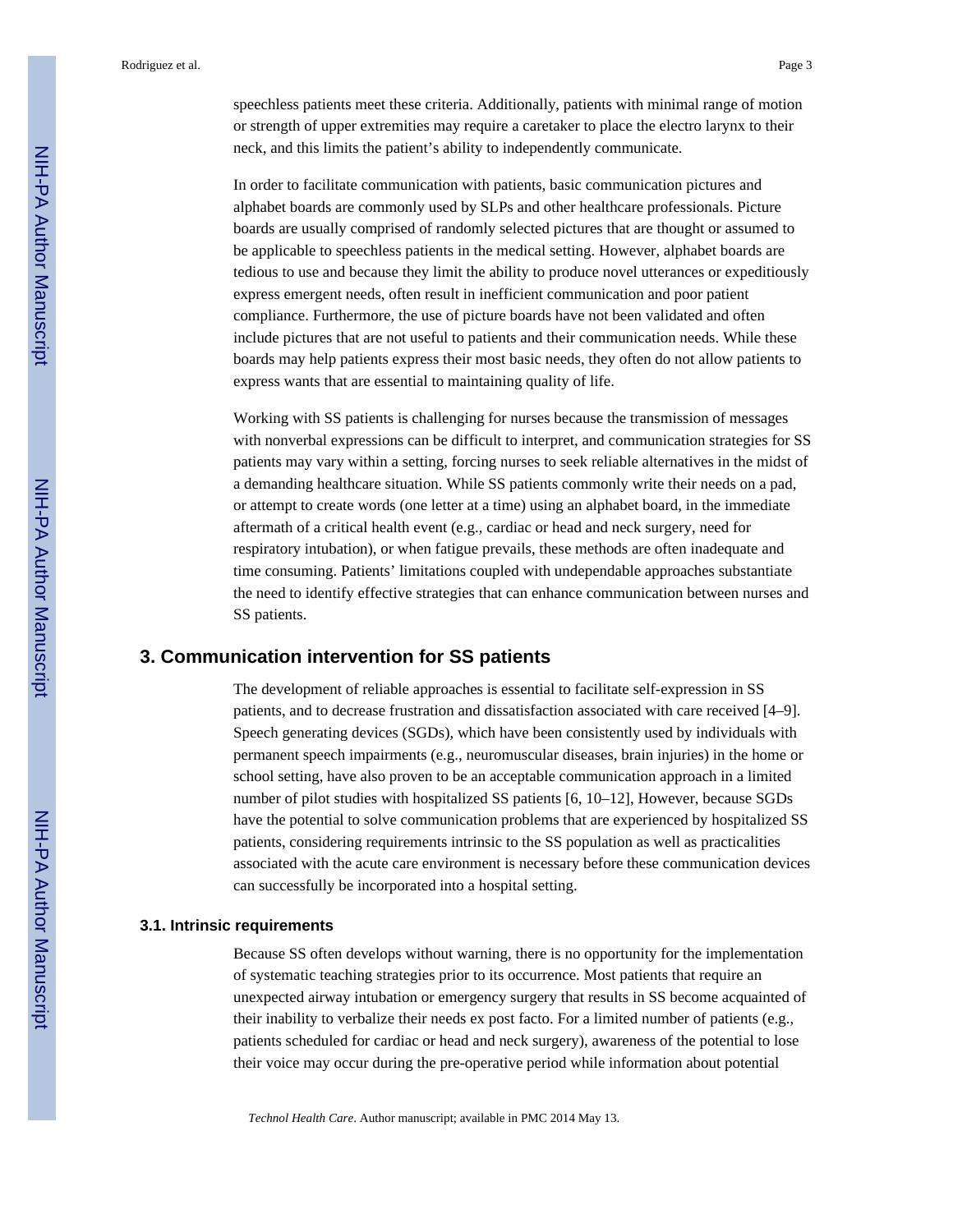speechless patients meet these criteria. Additionally, patients with minimal range of motion or strength of upper extremities may require a caretaker to place the electro larynx to their neck, and this limits the patient's ability to independently communicate.

In order to facilitate communication with patients, basic communication pictures and alphabet boards are commonly used by SLPs and other healthcare professionals. Picture boards are usually comprised of randomly selected pictures that are thought or assumed to be applicable to speechless patients in the medical setting. However, alphabet boards are tedious to use and because they limit the ability to produce novel utterances or expeditiously express emergent needs, often result in inefficient communication and poor patient compliance. Furthermore, the use of picture boards have not been validated and often include pictures that are not useful to patients and their communication needs. While these boards may help patients express their most basic needs, they often do not allow patients to express wants that are essential to maintaining quality of life.

Working with SS patients is challenging for nurses because the transmission of messages with nonverbal expressions can be difficult to interpret, and communication strategies for SS patients may vary within a setting, forcing nurses to seek reliable alternatives in the midst of a demanding healthcare situation. While SS patients commonly write their needs on a pad, or attempt to create words (one letter at a time) using an alphabet board, in the immediate aftermath of a critical health event (e.g., cardiac or head and neck surgery, need for respiratory intubation), or when fatigue prevails, these methods are often inadequate and time consuming. Patients' limitations coupled with undependable approaches substantiate the need to identify effective strategies that can enhance communication between nurses and SS patients.

## 3. Communication intervention for SS patients

The development of reliable approaches is essential to facilitate self-expression in SS patients, and to decrease frustration and dissatisfaction associated with care received [4–9]. Speech generating devices (SGDs), which have been consistently used by individuals with permanent speech impairments (e.g., neuromuscular diseases, brain injuries) in the home or school setting, have also proven to be an acceptable communication approach in a limited number of pilot studies with hospitalized SS patients [6, 10–12], However, because SGDs have the potential to solve communication problems that are experienced by hospitalized SS patients, considering requirements intrinsic to the SS population as well as practicalities associated with the acute care environment is necessary before these communication devices can successfully be incorporated into a hospital setting.

### 3.1. Intrinsic requirements

Because SS often develops without warning, there is no opportunity for the implementation of systematic teaching strategies prior to its occurrence. Most patients that require an unexpected airway intubation or emergency surgery that results in SS become acquainted of their inability to verbalize their needs ex post facto. For a limited number of patients (e.g., patients scheduled for cardiac or head and neck surgery), awareness of the potential to lose their voice may occur during the pre-operative period while information about potential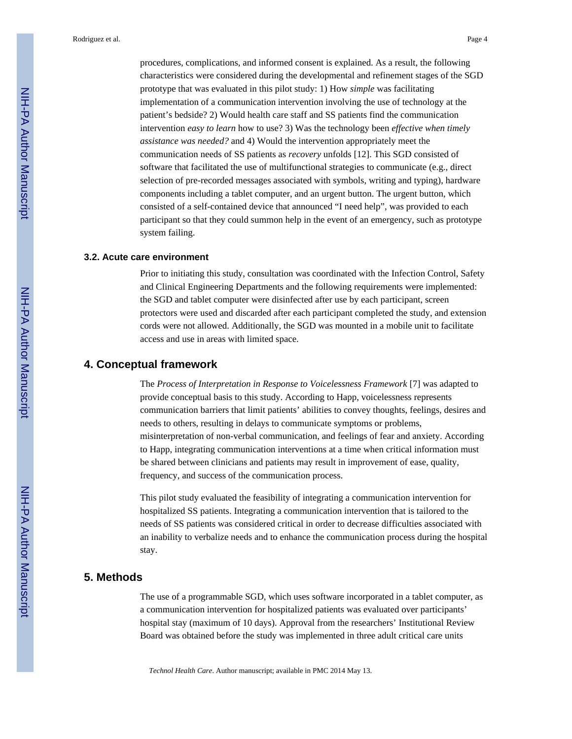procedures, complications, and informed consent is explained. As a result, the following characteristics were considered during the developmental and refinement stages of the SGD prototype that was evaluated in this pilot study: 1) How *simple* was facilitating implementation of a communication intervention involving the use of technology at the patient's bedside? 2) Would health care staff and SS patients find the communication intervention *easy to learn* how to use? 3) Was the technology been *effective when timely assistance was needed?* and 4) Would the intervention appropriately meet the communication needs of SS patients as *recovery* unfolds [12]. This SGD consisted of software that facilitated the use of multifunctional strategies to communicate (e.g., direct selection of pre-recorded messages associated with symbols, writing and typing), hardware components including a tablet computer, and an urgent button. The urgent button, which consisted of a self-contained device that announced "I need help", was provided to each participant so that they could summon help in the event of an emergency, such as prototype system failing.

### 3.2. Acute care environment

Prior to initiating this study, consultation was coordinated with the Infection Control, Safety and Clinical Engineering Departments and the following requirements were implemented: the SGD and tablet computer were disinfected after use by each participant, screen protectors were used and discarded after each participant completed the study, and extension cords were not allowed. Additionally, the SGD was mounted in a mobile unit to facilitate access and use in areas with limited space.

## 4. Conceptual framework

The *Process of Interpretation in Response to Voicelessness Framework* [7] was adapted to provide conceptual basis to this study. According to Happ, voicelessness represents communication barriers that limit patients' abilities to convey thoughts, feelings, desires and needs to others, resulting in delays to communicate symptoms or problems, misinterpretation of non-verbal communication, and feelings of fear and anxiety. According to Happ, integrating communication interventions at a time when critical information must be shared between clinicians and patients may result in improvement of ease, quality, frequency, and success of the communication process.

This pilot study evaluated the feasibility of integrating a communication intervention for hospitalized SS patients. Integrating a communication intervention that is tailored to the needs of SS patients was considered critical in order to decrease difficulties associated with an inability to verbalize needs and to enhance the communication process during the hospital stay.

## 5. Methods

The use of a programmable SGD, which uses software incorporated in a tablet computer, as a communication intervention for hospitalized patients was evaluated over participants' hospital stay (maximum of 10 days). Approval from the researchers' Institutional Review Board was obtained before the study was implemented in three adult critical care units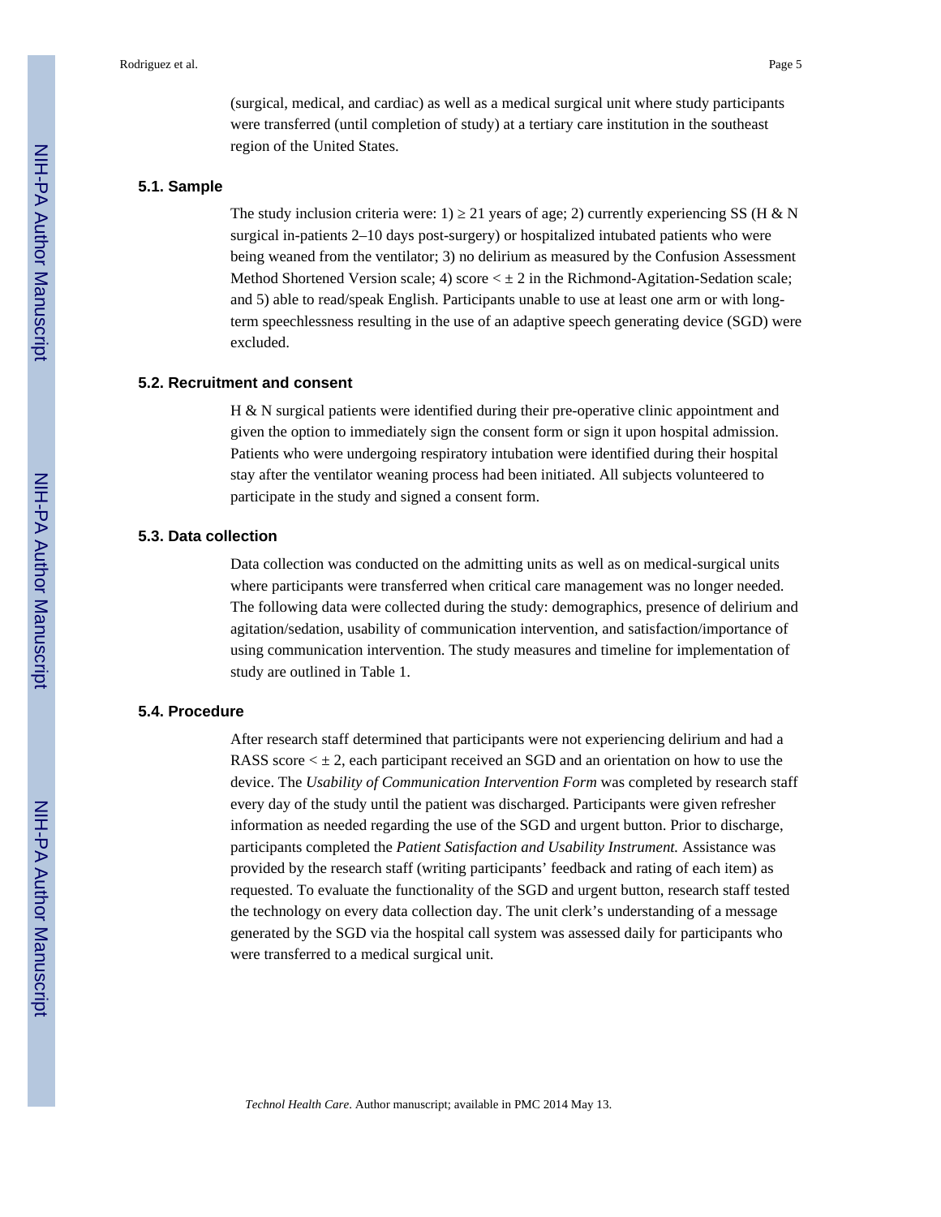(surgical, medical, and cardiac) as well as a medical surgical unit where study participants were transferred (until completion of study) at a tertiary care institution in the southeast region of the United States.

### 5.1. Sample

The study inclusion criteria were: 1) ≥ 21 years of age; 2) currently experiencing SS (H & N surgical in-patients 2–10 days post-surgery) or hospitalized intubated patients who were being weaned from the ventilator; 3) no delirium as measured by the Confusion Assessment Method Shortened Version scale; 4) score $< \pm 2$ in the Richmond-Agitation-Sedation scale; and 5) able to read/speak English. Participants unable to use at least one arm or with long-term speechlessness resulting in the use of an adaptive speech generating device (SGD) were excluded.

### 5.2. Recruitment and consent

H & N surgical patients were identified during their pre-operative clinic appointment and given the option to immediately sign the consent form or sign it upon hospital admission. Patients who were undergoing respiratory intubation were identified during their hospital stay after the ventilator weaning process had been initiated. All subjects volunteered to participate in the study and signed a consent form.

### 5.3. Data collection

Data collection was conducted on the admitting units as well as on medical-surgical units where participants were transferred when critical care management was no longer needed. The following data were collected during the study: demographics, presence of delirium and agitation/sedation, usability of communication intervention, and satisfaction/importance of using communication intervention. The study measures and timeline for implementation of study are outlined in Table 1.

### 5.4. Procedure

After research staff determined that participants were not experiencing delirium and had a RASS score $< \pm 2$, each participant received an SGD and an orientation on how to use the device. The *Usability of Communication Intervention Form* was completed by research staff every day of the study until the patient was discharged. Participants were given refresher information as needed regarding the use of the SGD and urgent button. Prior to discharge, participants completed the *Patient Satisfaction and Usability Instrument.* Assistance was provided by the research staff (writing participants' feedback and rating of each item) as requested. To evaluate the functionality of the SGD and urgent button, research staff tested the technology on every data collection day. The unit clerk's understanding of a message generated by the SGD via the hospital call system was assessed daily for participants who were transferred to a medical surgical unit.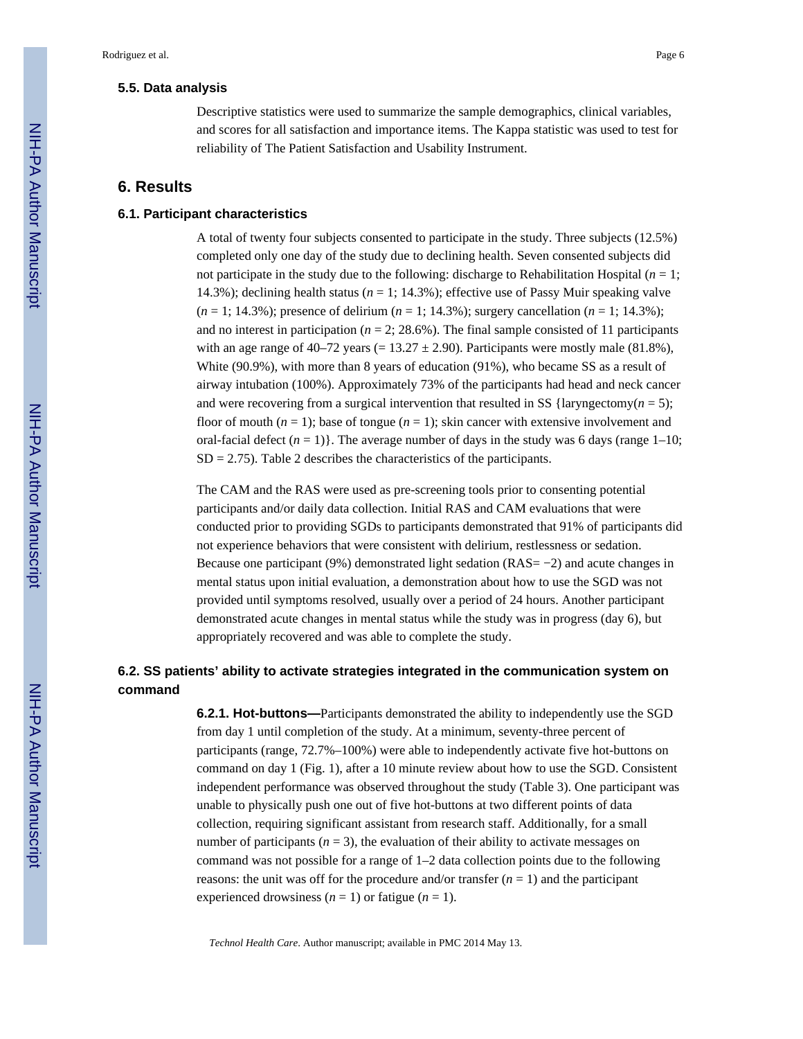### 5.5. Data analysis

Descriptive statistics were used to summarize the sample demographics, clinical variables, and scores for all satisfaction and importance items. The Kappa statistic was used to test for reliability of The Patient Satisfaction and Usability Instrument.

## 6. Results

### 6.1. Participant characteristics

A total of twenty four subjects consented to participate in the study. Three subjects (12.5%) completed only one day of the study due to declining health. Seven consented subjects did not participate in the study due to the following: discharge to Rehabilitation Hospital ($n = 1$; 14.3%); declining health status ($n = 1$; 14.3%); effective use of Passy Muir speaking valve ($n = 1$; 14.3%); presence of delirium ($n = 1$; 14.3%); surgery cancellation ($n = 1$; 14.3%); and no interest in participation ($n = 2$; 28.6%). The final sample consisted of 11 participants with an age range of 40–72 years (= 13.27 ± 2.90). Participants were mostly male (81.8%), White (90.9%), with more than 8 years of education (91%), who became SS as a result of airway intubation (100%). Approximately 73% of the participants had head and neck cancer and were recovering from a surgical intervention that resulted in SS {laryngectomy($n = 5$); floor of mouth ($n = 1$); base of tongue ($n = 1$); skin cancer with extensive involvement and oral-facial defect ($n = 1$)}. The average number of days in the study was 6 days (range 1–10; SD = 2.75). Table 2 describes the characteristics of the participants.

The CAM and the RAS were used as pre-screening tools prior to consenting potential participants and/or daily data collection. Initial RAS and CAM evaluations that were conducted prior to providing SGDs to participants demonstrated that 91% of participants did not experience behaviors that were consistent with delirium, restlessness or sedation. Because one participant (9%) demonstrated light sedation (RAS= −2) and acute changes in mental status upon initial evaluation, a demonstration about how to use the SGD was not provided until symptoms resolved, usually over a period of 24 hours. Another participant demonstrated acute changes in mental status while the study was in progress (day 6), but appropriately recovered and was able to complete the study.

### 6.2. SS patients' ability to activate strategies integrated in the communication system on command

**6.2.1. Hot-buttons—**Participants demonstrated the ability to independently use the SGD from day 1 until completion of the study. At a minimum, seventy-three percent of participants (range, 72.7%–100%) were able to independently activate five hot-buttons on command on day 1 (Fig. 1), after a 10 minute review about how to use the SGD. Consistent independent performance was observed throughout the study (Table 3). One participant was unable to physically push one out of five hot-buttons at two different points of data collection, requiring significant assistant from research staff. Additionally, for a small number of participants ($n = 3$), the evaluation of their ability to activate messages on command was not possible for a range of 1–2 data collection points due to the following reasons: the unit was off for the procedure and/or transfer ($n = 1$) and the participant experienced drowsiness ($n = 1$) or fatigue ($n = 1$).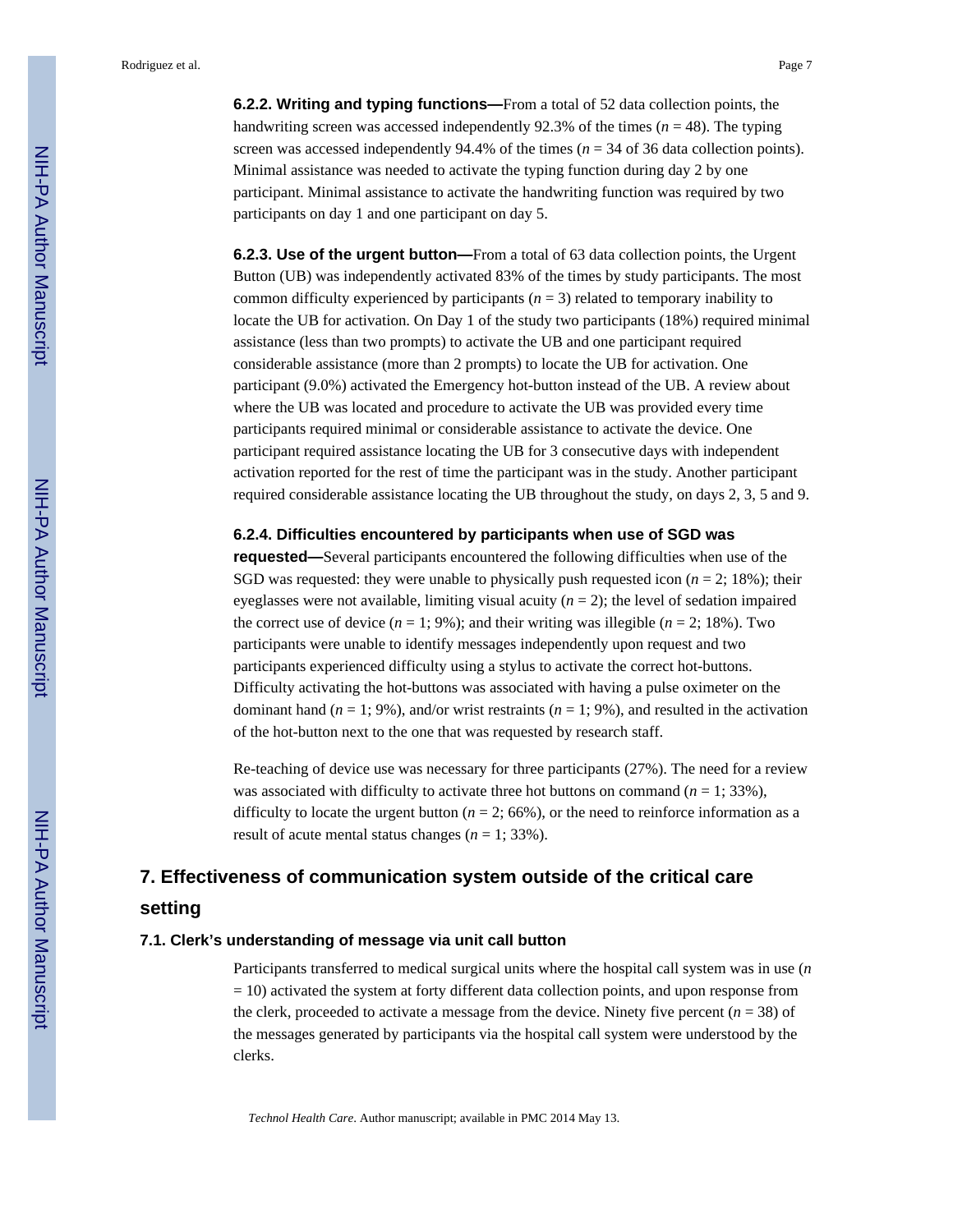**6.2.2. Writing and typing functions—**From a total of 52 data collection points, the handwriting screen was accessed independently 92.3% of the times ($n$ = 48). The typing screen was accessed independently 94.4% of the times ($n$ = 34 of 36 data collection points). Minimal assistance was needed to activate the typing function during day 2 by one participant. Minimal assistance to activate the handwriting function was required by two participants on day 1 and one participant on day 5.

**6.2.3. Use of the urgent button—**From a total of 63 data collection points, the Urgent Button (UB) was independently activated 83% of the times by study participants. The most common difficulty experienced by participants ($n$ = 3) related to temporary inability to locate the UB for activation. On Day 1 of the study two participants (18%) required minimal assistance (less than two prompts) to activate the UB and one participant required considerable assistance (more than 2 prompts) to locate the UB for activation. One participant (9.0%) activated the Emergency hot-button instead of the UB. A review about where the UB was located and procedure to activate the UB was provided every time participants required minimal or considerable assistance to activate the device. One participant required assistance locating the UB for 3 consecutive days with independent activation reported for the rest of time the participant was in the study. Another participant required considerable assistance locating the UB throughout the study, on days 2, 3, 5 and 9.

**6.2.4. Difficulties encountered by participants when use of SGD was requested—**Several participants encountered the following difficulties when use of the SGD was requested: they were unable to physically push requested icon ($n$ = 2; 18%); their eyeglasses were not available, limiting visual acuity ($n$ = 2); the level of sedation impaired the correct use of device ($n$ = 1; 9%); and their writing was illegible ($n$ = 2; 18%). Two participants were unable to identify messages independently upon request and two participants experienced difficulty using a stylus to activate the correct hot-buttons. Difficulty activating the hot-buttons was associated with having a pulse oximeter on the dominant hand ($n$ = 1; 9%), and/or wrist restraints ($n$ = 1; 9%), and resulted in the activation of the hot-button next to the one that was requested by research staff.

Re-teaching of device use was necessary for three participants (27%). The need for a review was associated with difficulty to activate three hot buttons on command ($n$ = 1; 33%), difficulty to locate the urgent button ($n$ = 2; 66%), or the need to reinforce information as a result of acute mental status changes ($n$ = 1; 33%).

## 7. Effectiveness of communication system outside of the critical care setting

### 7.1. Clerk's understanding of message via unit call button

Participants transferred to medical surgical units where the hospital call system was in use ($n$ = 10) activated the system at forty different data collection points, and upon response from the clerk, proceeded to activate a message from the device. Ninety five percent ($n$ = 38) of the messages generated by participants via the hospital call system were understood by the clerks.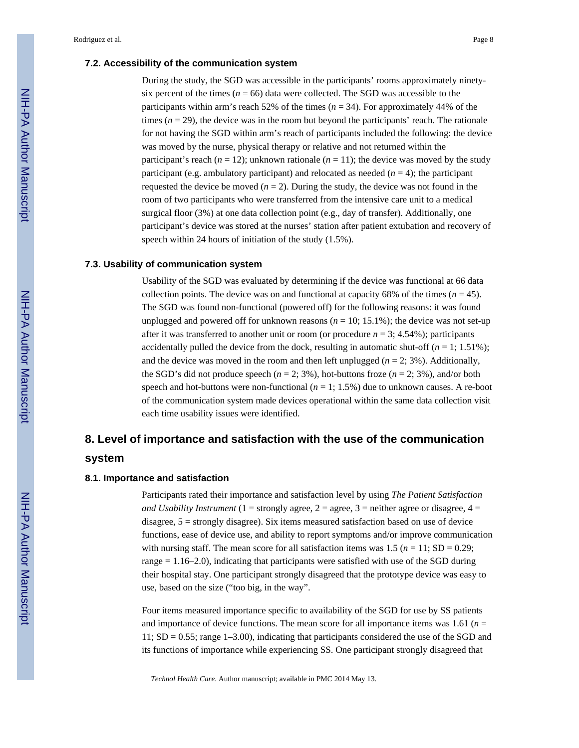### 7.2. Accessibility of the communication system

During the study, the SGD was accessible in the participants' rooms approximately ninety-six percent of the times (*n* = 66) data were collected. The SGD was accessible to the participants within arm's reach 52% of the times (*n* = 34). For approximately 44% of the times (*n* = 29), the device was in the room but beyond the participants' reach. The rationale for not having the SGD within arm's reach of participants included the following: the device was moved by the nurse, physical therapy or relative and not returned within the participant's reach (*n* = 12); unknown rationale (*n* = 11); the device was moved by the study participant (e.g. ambulatory participant) and relocated as needed (*n* = 4); the participant requested the device be moved (*n* = 2). During the study, the device was not found in the room of two participants who were transferred from the intensive care unit to a medical surgical floor (3%) at one data collection point (e.g., day of transfer). Additionally, one participant's device was stored at the nurses' station after patient extubation and recovery of speech within 24 hours of initiation of the study (1.5%).

### 7.3. Usability of communication system

Usability of the SGD was evaluated by determining if the device was functional at 66 data collection points. The device was on and functional at capacity 68% of the times (*n* = 45). The SGD was found non-functional (powered off) for the following reasons: it was found unplugged and powered off for unknown reasons (*n* = 10; 15.1%); the device was not set-up after it was transferred to another unit or room (or procedure *n* = 3; 4.54%); participants accidentally pulled the device from the dock, resulting in automatic shut-off (*n* = 1; 1.51%); and the device was moved in the room and then left unplugged (*n* = 2; 3%). Additionally, the SGD's did not produce speech (*n* = 2; 3%), hot-buttons froze (*n* = 2; 3%), and/or both speech and hot-buttons were non-functional (*n* = 1; 1.5%) due to unknown causes. A re-boot of the communication system made devices operational within the same data collection visit each time usability issues were identified.

## 8. Level of importance and satisfaction with the use of the communication system

### 8.1. Importance and satisfaction

Participants rated their importance and satisfaction level by using *The Patient Satisfaction and Usability Instrument* (1 = strongly agree, 2 = agree, 3 = neither agree or disagree, 4 = disagree, 5 = strongly disagree). Six items measured satisfaction based on use of device functions, ease of device use, and ability to report symptoms and/or improve communication with nursing staff. The mean score for all satisfaction items was 1.5 (*n* = 11; SD = 0.29; range = 1.16–2.0), indicating that participants were satisfied with use of the SGD during their hospital stay. One participant strongly disagreed that the prototype device was easy to use, based on the size ("too big, in the way".

Four items measured importance specific to availability of the SGD for use by SS patients and importance of device functions. The mean score for all importance items was 1.61 (*n* = 11; SD = 0.55; range 1–3.00), indicating that participants considered the use of the SGD and its functions of importance while experiencing SS. One participant strongly disagreed that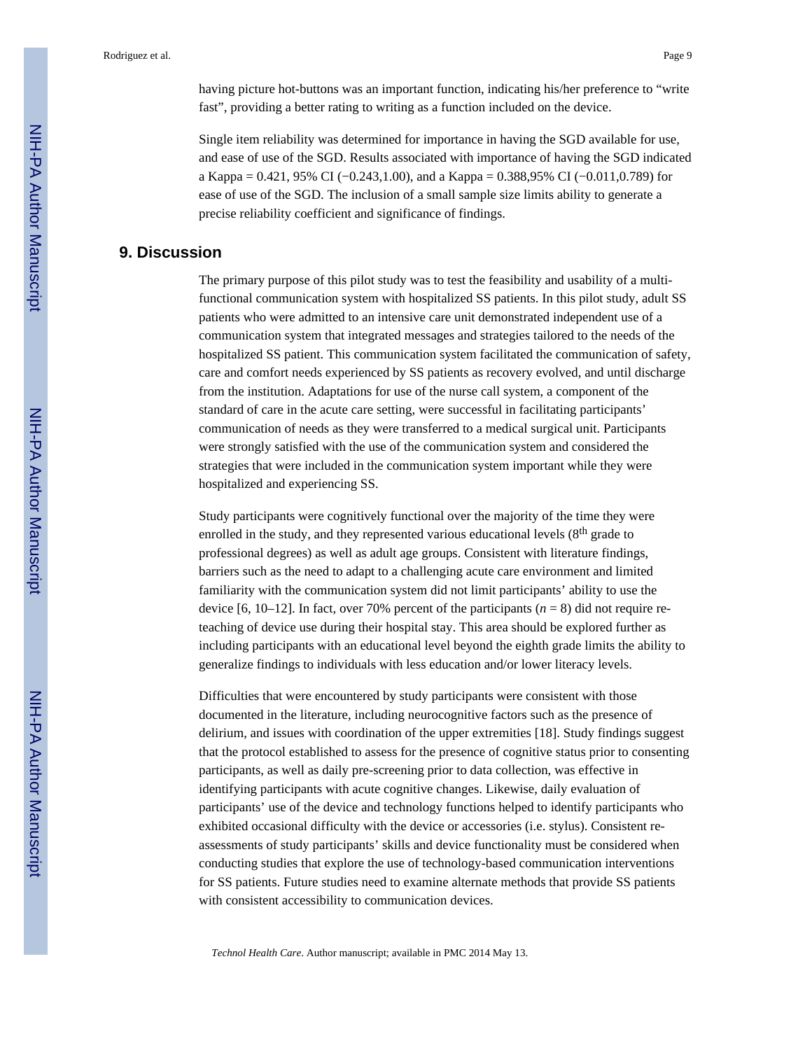having picture hot-buttons was an important function, indicating his/her preference to "write fast", providing a better rating to writing as a function included on the device.

Single item reliability was determined for importance in having the SGD available for use, and ease of use of the SGD. Results associated with importance of having the SGD indicated a Kappa = 0.421, 95% CI (−0.243,1.00), and a Kappa = 0.388,95% CI (−0.011,0.789) for ease of use of the SGD. The inclusion of a small sample size limits ability to generate a precise reliability coefficient and significance of findings.

## 9. Discussion

The primary purpose of this pilot study was to test the feasibility and usability of a multi-functional communication system with hospitalized SS patients. In this pilot study, adult SS patients who were admitted to an intensive care unit demonstrated independent use of a communication system that integrated messages and strategies tailored to the needs of the hospitalized SS patient. This communication system facilitated the communication of safety, care and comfort needs experienced by SS patients as recovery evolved, and until discharge from the institution. Adaptations for use of the nurse call system, a component of the standard of care in the acute care setting, were successful in facilitating participants' communication of needs as they were transferred to a medical surgical unit. Participants were strongly satisfied with the use of the communication system and considered the strategies that were included in the communication system important while they were hospitalized and experiencing SS.

Study participants were cognitively functional over the majority of the time they were enrolled in the study, and they represented various educational levels ($8^{th}$ grade to professional degrees) as well as adult age groups. Consistent with literature findings, barriers such as the need to adapt to a challenging acute care environment and limited familiarity with the communication system did not limit participants' ability to use the device [6, 10–12]. In fact, over 70% percent of the participants ($n = 8$) did not require re-teaching of device use during their hospital stay. This area should be explored further as including participants with an educational level beyond the eighth grade limits the ability to generalize findings to individuals with less education and/or lower literacy levels.

Difficulties that were encountered by study participants were consistent with those documented in the literature, including neurocognitive factors such as the presence of delirium, and issues with coordination of the upper extremities [18]. Study findings suggest that the protocol established to assess for the presence of cognitive status prior to consenting participants, as well as daily pre-screening prior to data collection, was effective in identifying participants with acute cognitive changes. Likewise, daily evaluation of participants' use of the device and technology functions helped to identify participants who exhibited occasional difficulty with the device or accessories (i.e. stylus). Consistent re-assessments of study participants' skills and device functionality must be considered when conducting studies that explore the use of technology-based communication interventions for SS patients. Future studies need to examine alternate methods that provide SS patients with consistent accessibility to communication devices.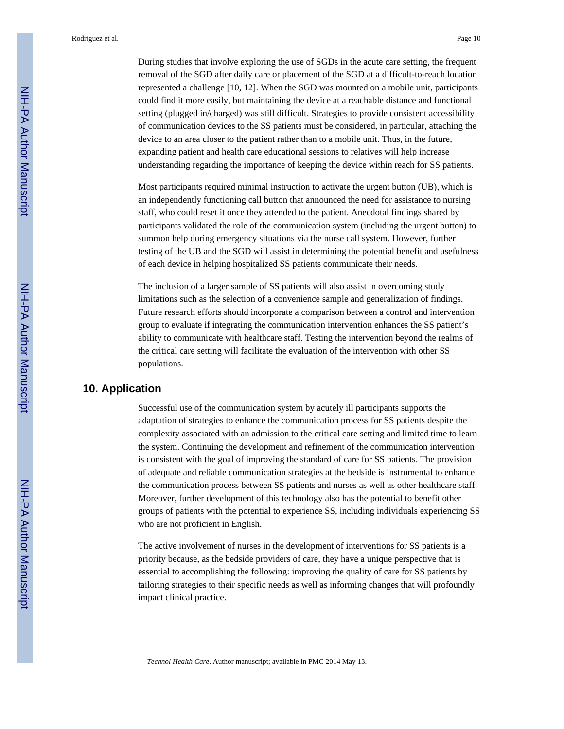During studies that involve exploring the use of SGDs in the acute care setting, the frequent removal of the SGD after daily care or placement of the SGD at a difficult-to-reach location represented a challenge [10, 12]. When the SGD was mounted on a mobile unit, participants could find it more easily, but maintaining the device at a reachable distance and functional setting (plugged in/charged) was still difficult. Strategies to provide consistent accessibility of communication devices to the SS patients must be considered, in particular, attaching the device to an area closer to the patient rather than to a mobile unit. Thus, in the future, expanding patient and health care educational sessions to relatives will help increase understanding regarding the importance of keeping the device within reach for SS patients.

Most participants required minimal instruction to activate the urgent button (UB), which is an independently functioning call button that announced the need for assistance to nursing staff, who could reset it once they attended to the patient. Anecdotal findings shared by participants validated the role of the communication system (including the urgent button) to summon help during emergency situations via the nurse call system. However, further testing of the UB and the SGD will assist in determining the potential benefit and usefulness of each device in helping hospitalized SS patients communicate their needs.

The inclusion of a larger sample of SS patients will also assist in overcoming study limitations such as the selection of a convenience sample and generalization of findings. Future research efforts should incorporate a comparison between a control and intervention group to evaluate if integrating the communication intervention enhances the SS patient's ability to communicate with healthcare staff. Testing the intervention beyond the realms of the critical care setting will facilitate the evaluation of the intervention with other SS populations.

## 10. Application

Successful use of the communication system by acutely ill participants supports the adaptation of strategies to enhance the communication process for SS patients despite the complexity associated with an admission to the critical care setting and limited time to learn the system. Continuing the development and refinement of the communication intervention is consistent with the goal of improving the standard of care for SS patients. The provision of adequate and reliable communication strategies at the bedside is instrumental to enhance the communication process between SS patients and nurses as well as other healthcare staff. Moreover, further development of this technology also has the potential to benefit other groups of patients with the potential to experience SS, including individuals experiencing SS who are not proficient in English.

The active involvement of nurses in the development of interventions for SS patients is a priority because, as the bedside providers of care, they have a unique perspective that is essential to accomplishing the following: improving the quality of care for SS patients by tailoring strategies to their specific needs as well as informing changes that will profoundly impact clinical practice.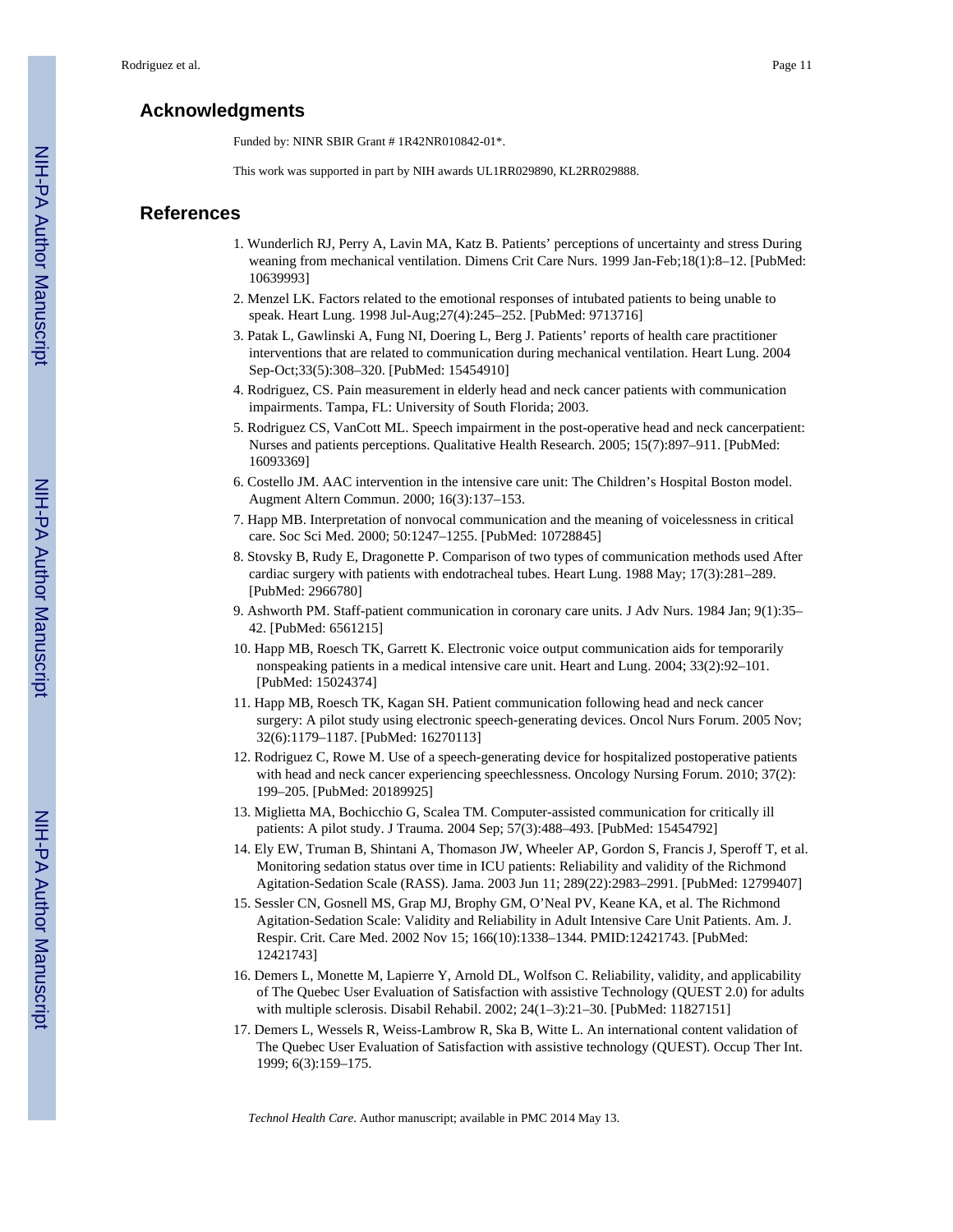## Acknowledgments

Funded by: NINR SBIR Grant # 1R42NR010842-01*.

This work was supported in part by NIH awards UL1RR029890, KL2RR029888.

## References

1. Wunderlich RJ, Perry A, Lavin MA, Katz B. Patients' perceptions of uncertainty and stress During weaning from mechanical ventilation. Dimens Crit Care Nurs. 1999 Jan-Feb;18(1):8–12. [PubMed: 10639993]
2. Menzel LK. Factors related to the emotional responses of intubated patients to being unable to speak. Heart Lung. 1998 Jul-Aug;27(4):245–252. [PubMed: 9713716]
3. Patak L, Gawlinski A, Fung NI, Doering L, Berg J. Patients' reports of health care practitioner interventions that are related to communication during mechanical ventilation. Heart Lung. 2004 Sep-Oct;33(5):308–320. [PubMed: 15454910]
4. Rodriguez, CS. Pain measurement in elderly head and neck cancer patients with communication impairments. Tampa, FL: University of South Florida; 2003.
5. Rodriguez CS, VanCott ML. Speech impairment in the post-operative head and neck cancerpatient: Nurses and patients perceptions. Qualitative Health Research. 2005; 15(7):897–911. [PubMed: 16093369]
6. Costello JM. AAC intervention in the intensive care unit: The Children's Hospital Boston model. Augment Altern Commun. 2000; 16(3):137–153.
7. Happ MB. Interpretation of nonvocal communication and the meaning of voicelessness in critical care. Soc Sci Med. 2000; 50:1247–1255. [PubMed: 10728845]
8. Stovsky B, Rudy E, Dragonette P. Comparison of two types of communication methods used After cardiac surgery with patients with endotracheal tubes. Heart Lung. 1988 May; 17(3):281–289. [PubMed: 2966780]
9. Ashworth PM. Staff-patient communication in coronary care units. J Adv Nurs. 1984 Jan; 9(1):35–42. [PubMed: 6561215]
10. Happ MB, Roesch TK, Garrett K. Electronic voice output communication aids for temporarily nonspeaking patients in a medical intensive care unit. Heart and Lung. 2004; 33(2):92–101. [PubMed: 15024374]
11. Happ MB, Roesch TK, Kagan SH. Patient communication following head and neck cancer surgery: A pilot study using electronic speech-generating devices. Oncol Nurs Forum. 2005 Nov; 32(6):1179–1187. [PubMed: 16270113]
12. Rodriguez C, Rowe M. Use of a speech-generating device for hospitalized postoperative patients with head and neck cancer experiencing speechlessness. Oncology Nursing Forum. 2010; 37(2): 199–205. [PubMed: 20189925]
13. Miglietta MA, Bochicchio G, Scalea TM. Computer-assisted communication for critically ill patients: A pilot study. J Trauma. 2004 Sep; 57(3):488–493. [PubMed: 15454792]
14. Ely EW, Truman B, Shintani A, Thomason JW, Wheeler AP, Gordon S, Francis J, Speroff T, et al. Monitoring sedation status over time in ICU patients: Reliability and validity of the Richmond Agitation-Sedation Scale (RASS). Jama. 2003 Jun 11; 289(22):2983–2991. [PubMed: 12799407]
15. Sessler CN, Gosnell MS, Grap MJ, Brophy GM, O'Neal PV, Keane KA, et al. The Richmond Agitation-Sedation Scale: Validity and Reliability in Adult Intensive Care Unit Patients. Am. J. Respir. Crit. Care Med. 2002 Nov 15; 166(10):1338–1344. PMID:12421743. [PubMed: 12421743]
16. Demers L, Monette M, Lapierre Y, Arnold DL, Wolfson C. Reliability, validity, and applicability of The Quebec User Evaluation of Satisfaction with assistive Technology (QUEST 2.0) for adults with multiple sclerosis. Disabil Rehabil. 2002; 24(1–3):21–30. [PubMed: 11827151]
17. Demers L, Wessels R, Weiss-Lambrow R, Ska B, Witte L. An international content validation of The Quebec User Evaluation of Satisfaction with assistive technology (QUEST). Occup Ther Int. 1999; 6(3):159–175.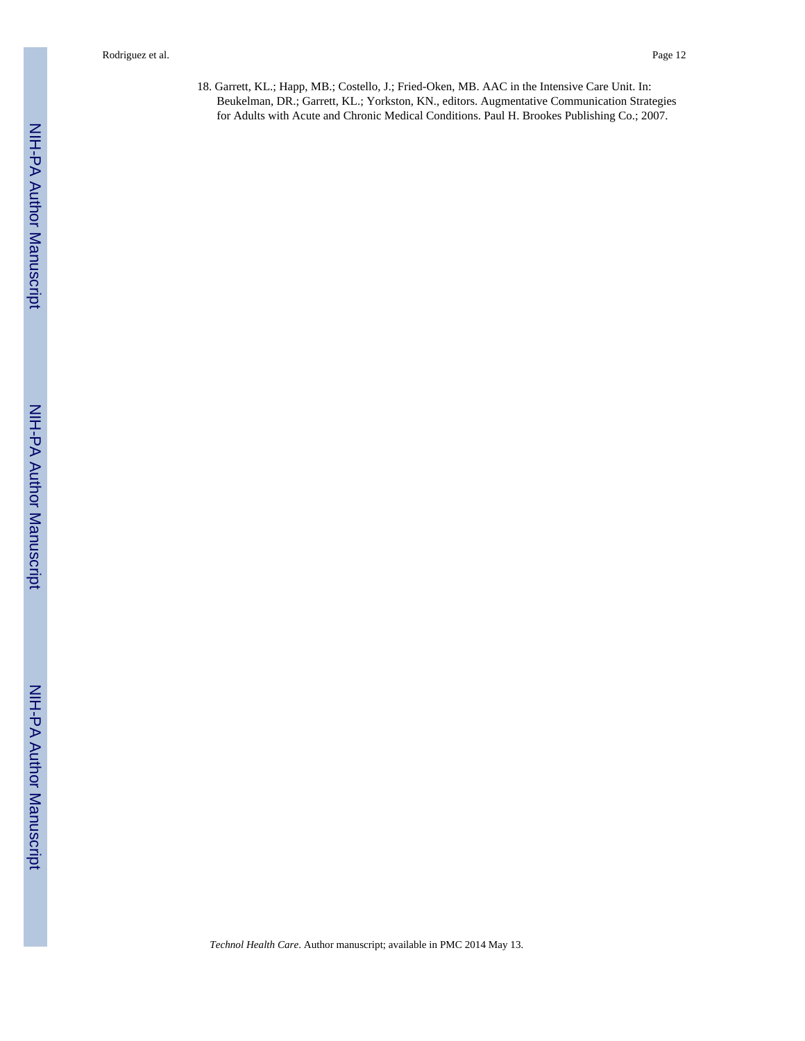18. Garrett, KL.; Happ, MB.; Costello, J.; Fried-Oken, MB. AAC in the Intensive Care Unit. In: Beukelman, DR.; Garrett, KL.; Yorkston, KN., editors. Augmentative Communication Strategies for Adults with Acute and Chronic Medical Conditions. Paul H. Brookes Publishing Co.; 2007.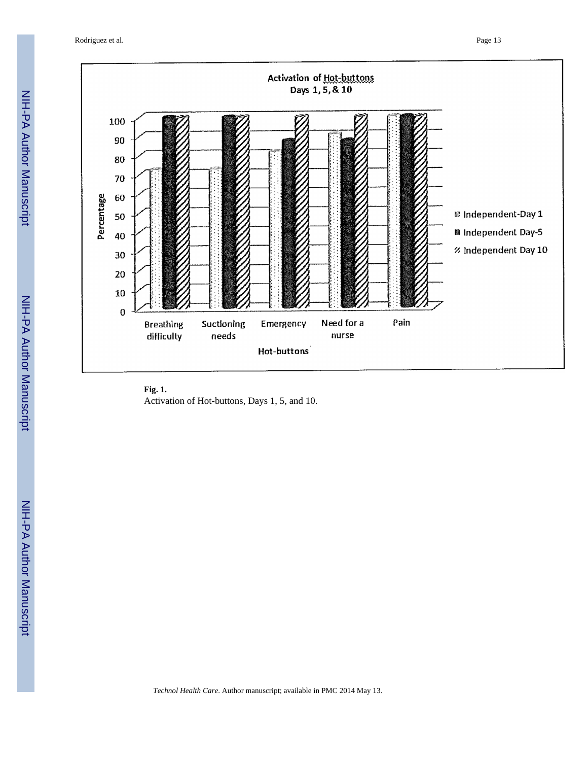**Fig. 1.**

Activation of Hot-buttons, Days 1, 5, and 10.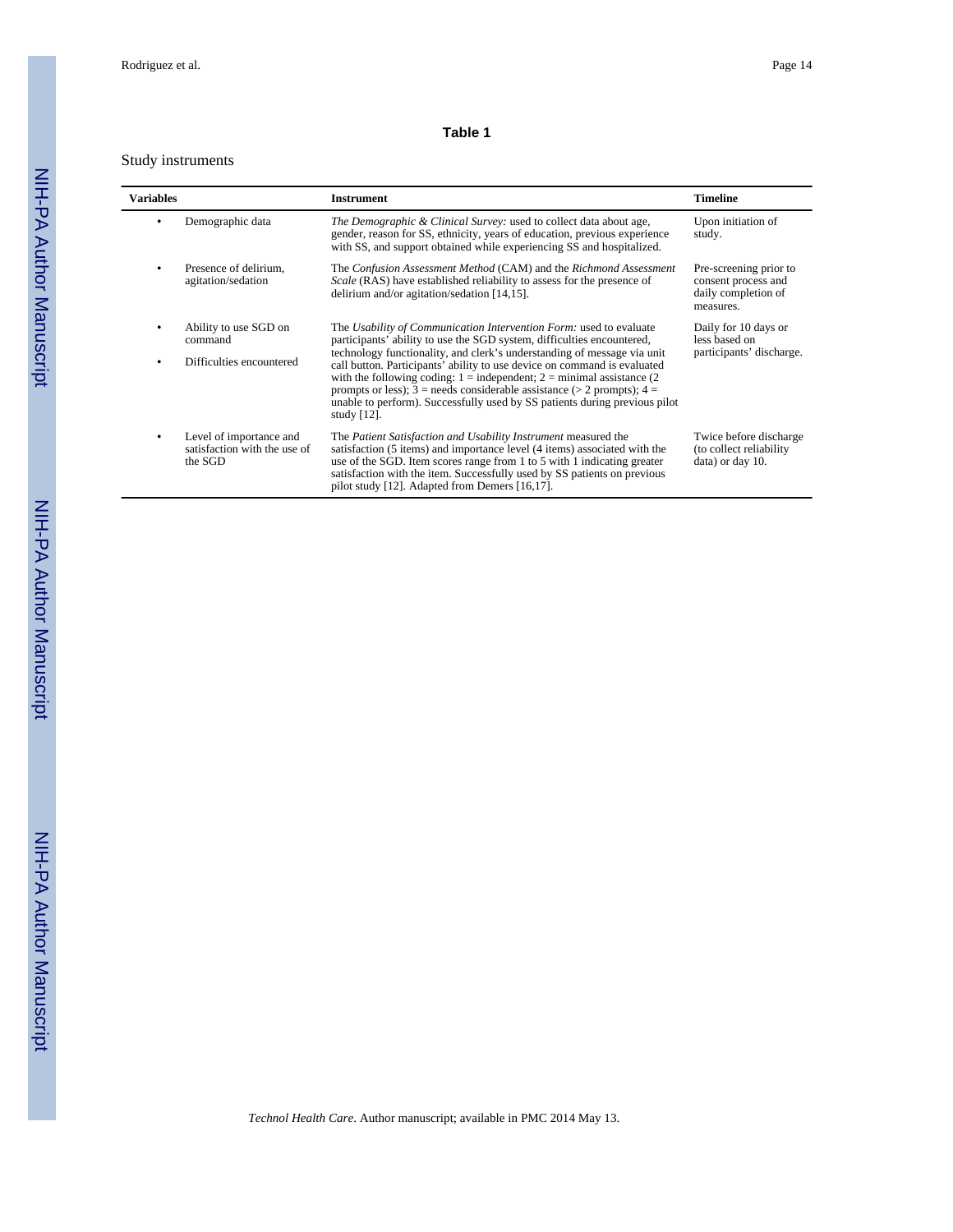**Table 1**

Study instruments

| Variables | Instrument | Timeline |
|---|---|---|
| • Demographic data | *The Demographic & Clinical Survey:* used to collect data about age, gender, reason for SS, ethnicity, years of education, previous experience with SS, and support obtained while experiencing SS and hospitalized. | Upon initiation of study. |
| • Presence of delirium, agitation/sedation | The *Confusion Assessment Method* (CAM) and the *Richmond Assessment Scale* (RAS) have established reliability to assess for the presence of delirium and/or agitation/sedation [14,15]. | Pre-screening prior to consent process and daily completion of measures. |
| • Ability to use SGD on command<br>• Difficulties encountered | The *Usability of Communication Intervention Form:* used to evaluate participants' ability to use the SGD system, difficulties encountered, technology functionality, and clerk's understanding of message via unit call button. Participants' ability to use device on command is evaluated with the following coding: 1 = independent; 2 = minimal assistance (2 prompts or less); 3 = needs considerable assistance (> 2 prompts); 4 = unable to perform). Successfully used by SS patients during previous pilot study [12]. | Daily for 10 days or less based on participants' discharge. |
| • Level of importance and satisfaction with the use of the SGD | The *Patient Satisfaction and Usability Instrument* measured the satisfaction (5 items) and importance level (4 items) associated with the use of the SGD. Item scores range from 1 to 5 with 1 indicating greater satisfaction with the item. Successfully used by SS patients on previous pilot study [12]. Adapted from Demers [16,17]. | Twice before discharge (to collect reliability data) or day 10. |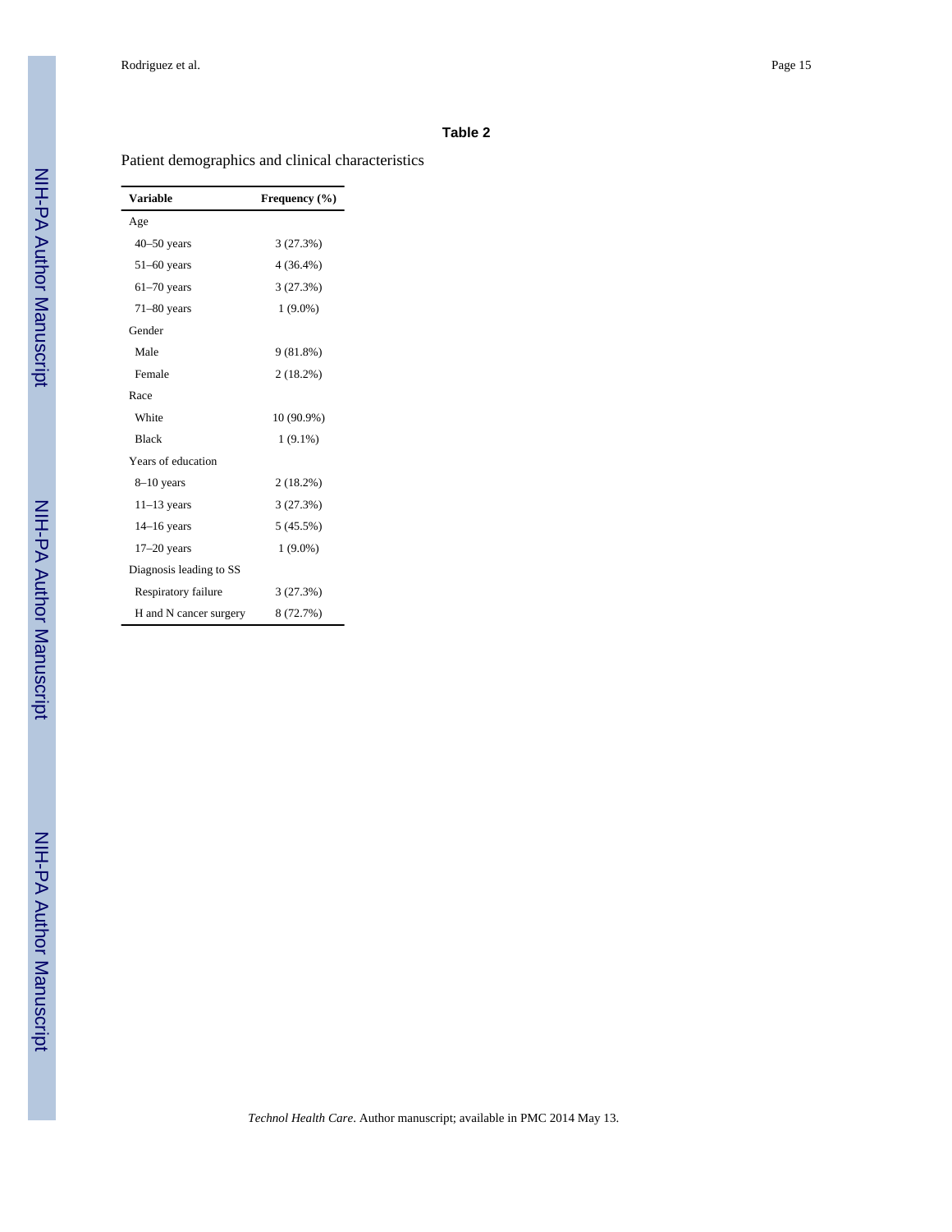## Table 2

Patient demographics and clinical characteristics

| Variable | Frequency (%) |
|---|---|
| Age | |
| 40–50 years | 3 (27.3%) |
| 51–60 years | 4 (36.4%) |
| 61–70 years | 3 (27.3%) |
| 71–80 years | 1 (9.0%) |
| Gender | |
| Male | 9 (81.8%) |
| Female | 2 (18.2%) |
| Race | |
| White | 10 (90.9%) |
| Black | 1 (9.1%) |
| Years of education | |
| 8–10 years | 2 (18.2%) |
| 11–13 years | 3 (27.3%) |
| 14–16 years | 5 (45.5%) |
| 17–20 years | 1 (9.0%) |
| Diagnosis leading to SS | |
| Respiratory failure | 3 (27.3%) |
| H and N cancer surgery | 8 (72.7%) |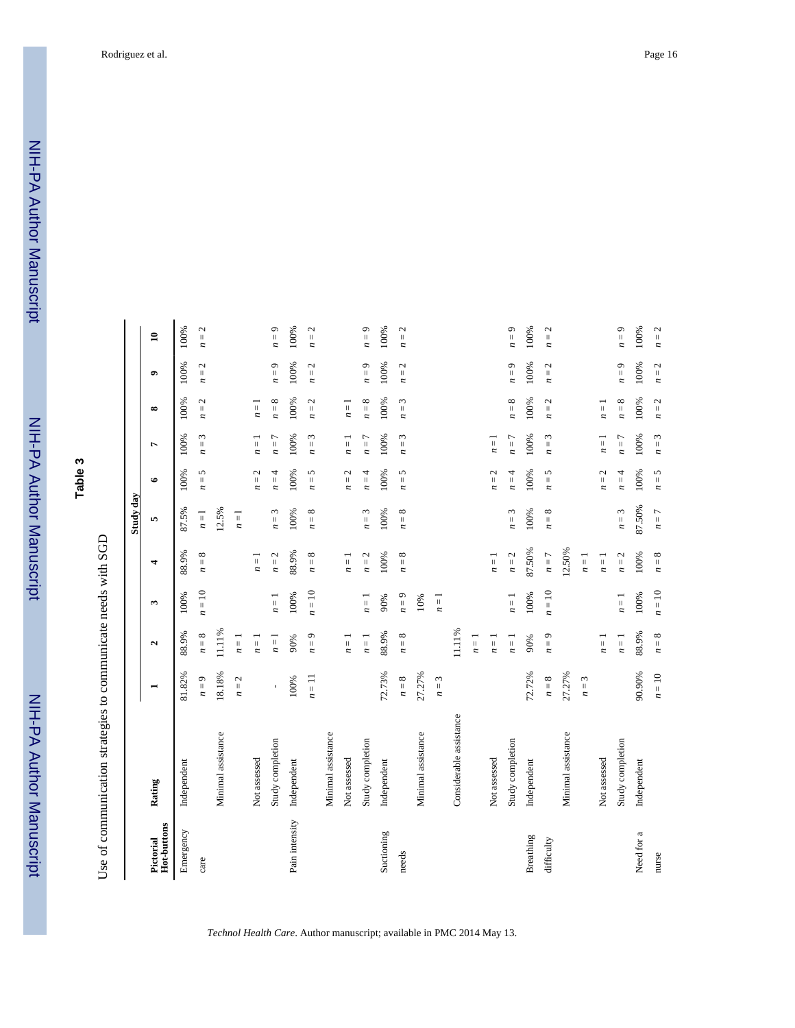# Table 3

Use of communication strategies to communicate needs with SGD

| Pictorial Hot-buttons | Rating | Study day | | | | | | | | | |
|---|---|---|---|---|---|---|---|---|---|---|---|
| | | 1 | 2 | 3 | 4 | 5 | 6 | 7 | 8 | 9 | 10 |
| Emergency | Independent | 81.82% | 88.9% | 100% | 88.9% | 87.5% | 100% | 100% | 100% | 100% | 100% |
| care | | *n* = 9 | *n* = 8 | *n* = 10 | *n* = 8 | *n* = 1 | *n* = 5 | *n* = 3 | *n* = 2 | *n* = 2 | *n* = 2 |
| | Minimal assistance | 18.18% | 11.11% | | | 12.5% | | | | | |
| | | *n* = 2 | *n* = 1 | | | *n* = 1 | | | | | |
| | Not assessed | | *n* = 1 | | *n* = 1 | | *n* = 2 | *n* = 1 | *n* = 1 | | |
| | Study completion | - | *n* = 1 | *n* = 1 | *n* = 2 | *n* = 3 | *n* = 4 | *n* = 7 | *n* = 8 | *n* = 9 | *n* = 9 |
| Pain intensity | Independent | 100% | 90% | 100% | 88.9% | 100% | 100% | 100% | 100% | 100% | 100% |
| | | *n* = 11 | *n* = 9 | *n* = 10 | *n* = 8 | *n* = 8 | *n* = 5 | *n* = 3 | *n* = 2 | *n* = 2 | *n* = 2 |
| | Minimal assistance | | | | | | | | | | |
| | Not assessed | | *n* = 1 | | *n* = 1 | | *n* = 2 | *n* = 1 | *n* = 1 | | |
| | Study completion | | *n* = 1 | *n* = 1 | *n* = 2 | *n* = 3 | *n* = 4 | *n* = 7 | *n* = 8 | *n* = 9 | *n* = 9 |
| Suctioning | Independent | 72.73% | 88.9% | 90% | 100% | 100% | 100% | 100% | 100% | 100% | 100% |
| needs | | *n* = 8 | *n* = 8 | *n* = 9 | *n* = 8 | *n* = 8 | *n* = 5 | *n* = 3 | *n* = 3 | *n* = 2 | *n* = 2 |
| | Minimal assistance | 27.27% | | 10% | | | | | | | |
| | | *n* = 3 | | *n* = 1 | | | | | | | |
| | Considerable assistance | | 11.11% | | | | | | | | |
| | | | *n* = 1 | | | | | | | | |
| | Not assessed | | *n* = 1 | | *n* = 1 | | *n* = 2 | *n* = 1 | | | |
| | Study completion | | *n* = 1 | *n* = 1 | *n* = 2 | *n* = 3 | *n* = 4 | *n* = 7 | *n* = 8 | *n* = 9 | *n* = 9 |
| Breathing | Independent | 72.72% | 90% | 100% | 87.50% | 100% | 100% | 100% | 100% | 100% | 100% |
| difficulty | | *n* = 8 | *n* = 9 | *n* = 10 | *n* = 7 | *n* = 8 | *n* = 5 | *n* = 3 | *n* = 2 | *n* = 2 | *n* = 2 |
| | Minimal assistance | 27.27% | | | 12.50% | | | | | | |
| | | *n* = 3 | | | *n* = 1 | | | | | | |
| | Not assessed | | *n* = 1 | | *n* = 1 | | *n* = 2 | *n* = 1 | *n* = 1 | | |
| | Study completion | | *n* = 1 | *n* = 1 | *n* = 2 | *n* = 3 | *n* = 4 | *n* = 7 | *n* = 8 | *n* = 9 | *n* = 9 |
| Need for a | Independent | 90.90% | 88.9% | 100% | 100% | 87.50% | 100% | 100% | 100% | 100% | 100% |
| nurse | | *n* = 10 | *n* = 8 | *n* = 10 | *n* = 8 | *n* = 7 | *n* = 5 | *n* = 3 | *n* = 2 | *n* = 2 | *n* = 2 |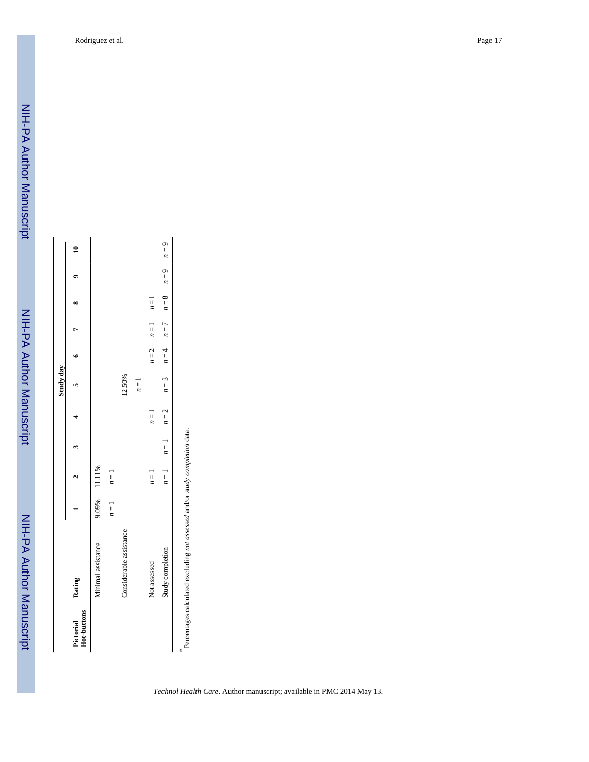| Pictorial Hot-buttons | Rating | Study day | | | | | | | | | |
|---|---|---|---|---|---|---|---|---|---|---|---|
| | | 1 | 2 | 3 | 4 | 5 | 6 | 7 | 8 | 9 | 10 |
| | Minimal assistance | 9.09% $n = 1$ | 11.11% $n = 1$ | | | | | | | | |
| | Considerable assistance | | | | | 12.50% $n = 1$ | | | | | |
| | Not assessed | | $n = 1$ | | $n = 1$ | | $n = 2$ | $n = 1$ | $n = 1$ | | |
| | Study completion | | $n = 1$ | $n = 1$ | $n = 2$ | $n = 3$ | $n = 4$ | $n = 7$ | $n = 8$ | $n = 9$ | $n = 9$ |

*Percentages calculated excluding *not assessed* and/or *study completion* data.